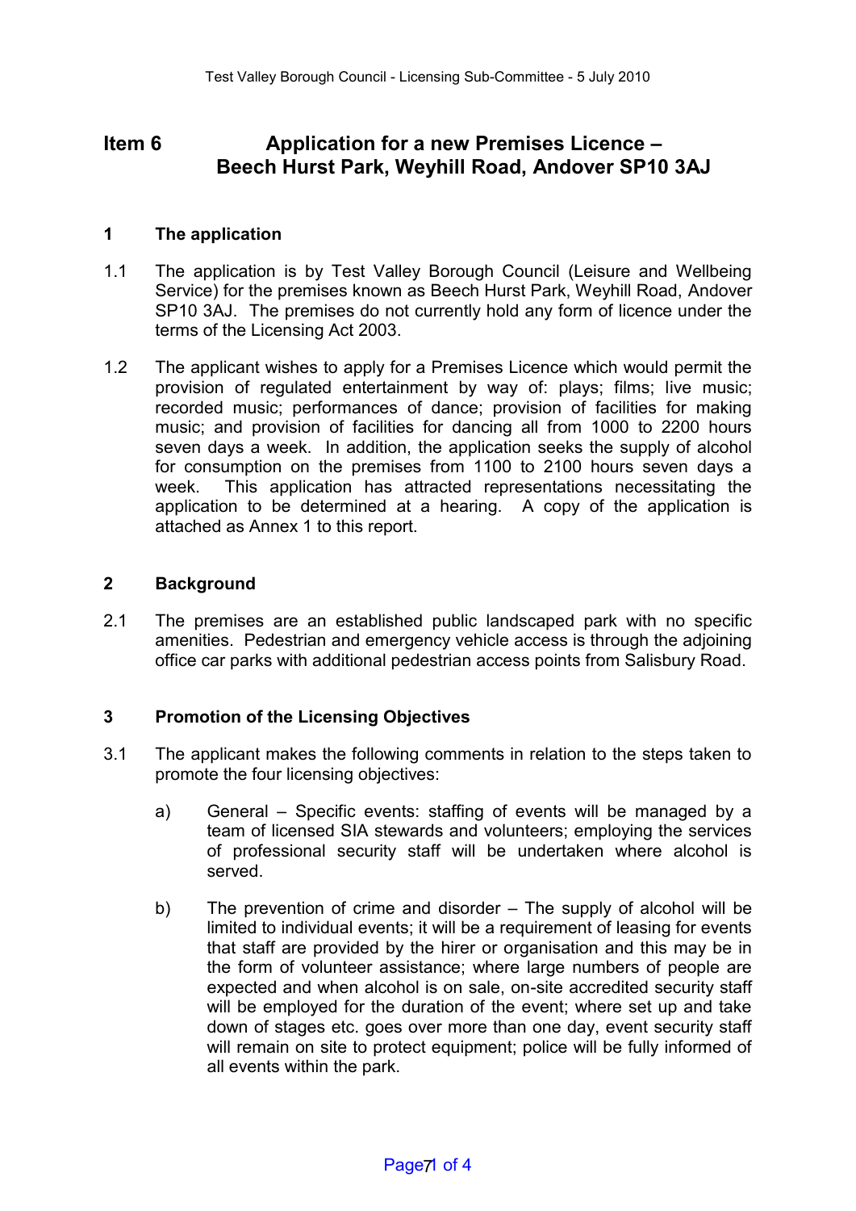# Item 6 Application for a new Premises Licence – Beech Hurst Park, Weyhill Road, Andover SP10 3AJ

## 1 The application

1.1 The application is by Test Valley Borough Council (Leisure and Wellbeing Service) for the premises known as Beech Hurst Park, Weyhill Road, Andover SP10 3AJ. The premises do not currently hold any form of licence under the terms of the Licensing Act 2003.

1.2 The applicant wishes to apply for a Premises Licence which would permit the provision of regulated entertainment by way of: plays; films; live music; recorded music; performances of dance; provision of facilities for making music; and provision of facilities for dancing all from 1000 to 2200 hours seven days a week. In addition, the application seeks the supply of alcohol for consumption on the premises from 1100 to 2100 hours seven days a week. This application has attracted representations necessitating the application to be determined at a hearing. A copy of the application is attached as Annex 1 to this report.

## 2 Background

2.1 The premises are an established public landscaped park with no specific amenities. Pedestrian and emergency vehicle access is through the adjoining office car parks with additional pedestrian access points from Salisbury Road.

## 3 Promotion of the Licensing Objectives

3.1 The applicant makes the following comments in relation to the steps taken to promote the four licensing objectives:

a) General – Specific events: staffing of events will be managed by a team of licensed SIA stewards and volunteers; employing the services of professional security staff will be undertaken where alcohol is served.

b) The prevention of crime and disorder – The supply of alcohol will be limited to individual events; it will be a requirement of leasing for events that staff are provided by the hirer or organisation and this may be in the form of volunteer assistance; where large numbers of people are expected and when alcohol is on sale, on-site accredited security staff will be employed for the duration of the event; where set up and take down of stages etc. goes over more than one day, event security staff will remain on site to protect equipment; police will be fully informed of all events within the park.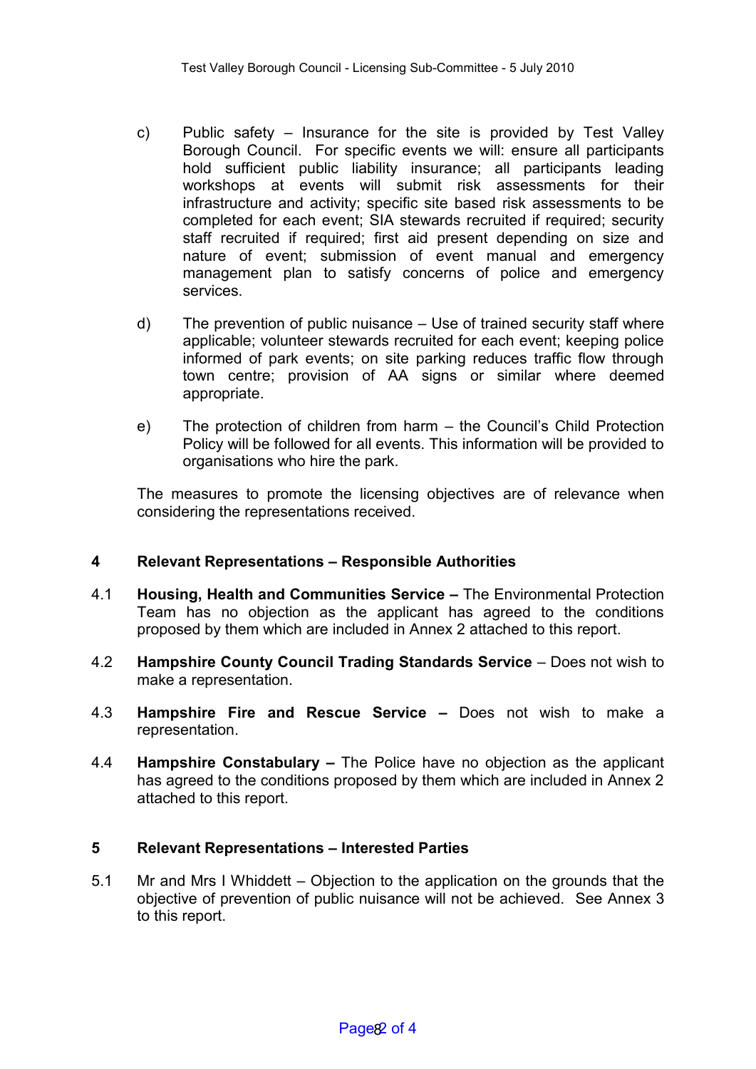c) Public safety – Insurance for the site is provided by Test Valley Borough Council. For specific events we will: ensure all participants hold sufficient public liability insurance; all participants leading workshops at events will submit risk assessments for their infrastructure and activity; specific site based risk assessments to be completed for each event; SIA stewards recruited if required; security staff recruited if required; first aid present depending on size and nature of event; submission of event manual and emergency management plan to satisfy concerns of police and emergency services.

d) The prevention of public nuisance – Use of trained security staff where applicable; volunteer stewards recruited for each event; keeping police informed of park events; on site parking reduces traffic flow through town centre; provision of AA signs or similar where deemed appropriate.

e) The protection of children from harm – the Council's Child Protection Policy will be followed for all events. This information will be provided to organisations who hire the park.

The measures to promote the licensing objectives are of relevance when considering the representations received.

## 4 Relevant Representations – Responsible Authorities

4.1 **Housing, Health and Communities Service –** The Environmental Protection Team has no objection as the applicant has agreed to the conditions proposed by them which are included in Annex 2 attached to this report.

4.2 **Hampshire County Council Trading Standards Service** – Does not wish to make a representation.

4.3 **Hampshire Fire and Rescue Service –** Does not wish to make a representation.

4.4 **Hampshire Constabulary –** The Police have no objection as the applicant has agreed to the conditions proposed by them which are included in Annex 2 attached to this report.

## 5 Relevant Representations – Interested Parties

5.1 Mr and Mrs I Whiddett – Objection to the application on the grounds that the objective of prevention of public nuisance will not be achieved. See Annex 3 to this report.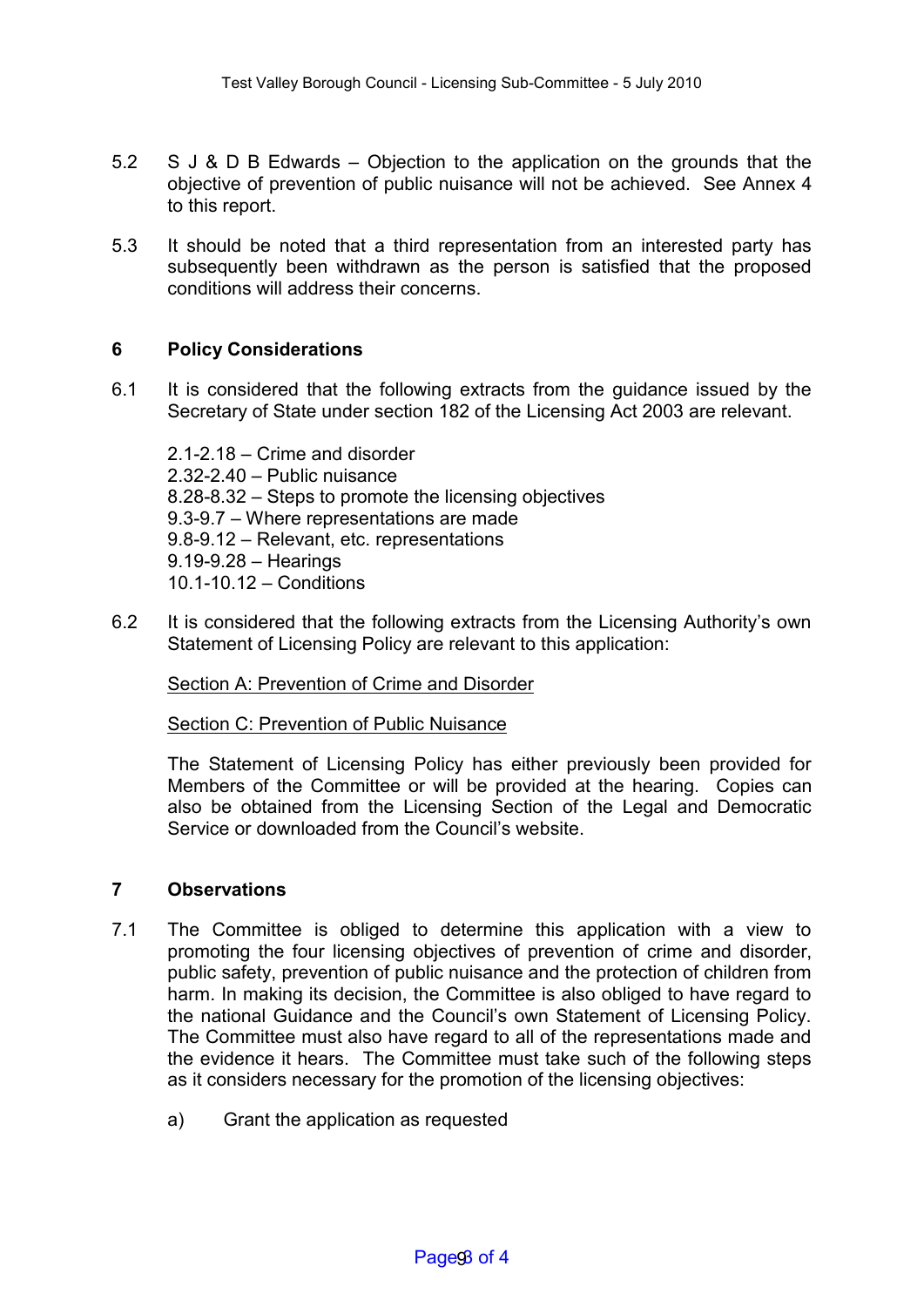5.2 S J & D B Edwards – Objection to the application on the grounds that the objective of prevention of public nuisance will not be achieved. See Annex 4 to this report.

5.3 It should be noted that a third representation from an interested party has subsequently been withdrawn as the person is satisfied that the proposed conditions will address their concerns.

## 6 Policy Considerations

6.1 It is considered that the following extracts from the guidance issued by the Secretary of State under section 182 of the Licensing Act 2003 are relevant.

2.1-2.18 – Crime and disorder
2.32-2.40 – Public nuisance
8.28-8.32 – Steps to promote the licensing objectives
9.3-9.7 – Where representations are made
9.8-9.12 – Relevant, etc. representations
9.19-9.28 – Hearings
10.1-10.12 – Conditions

6.2 It is considered that the following extracts from the Licensing Authority's own Statement of Licensing Policy are relevant to this application:

Section A: Prevention of Crime and Disorder

Section C: Prevention of Public Nuisance

The Statement of Licensing Policy has either previously been provided for Members of the Committee or will be provided at the hearing. Copies can also be obtained from the Licensing Section of the Legal and Democratic Service or downloaded from the Council's website.

## 7 Observations

7.1 The Committee is obliged to determine this application with a view to promoting the four licensing objectives of prevention of crime and disorder, public safety, prevention of public nuisance and the protection of children from harm. In making its decision, the Committee is also obliged to have regard to the national Guidance and the Council's own Statement of Licensing Policy. The Committee must also have regard to all of the representations made and the evidence it hears. The Committee must take such of the following steps as it considers necessary for the promotion of the licensing objectives:

a) Grant the application as requested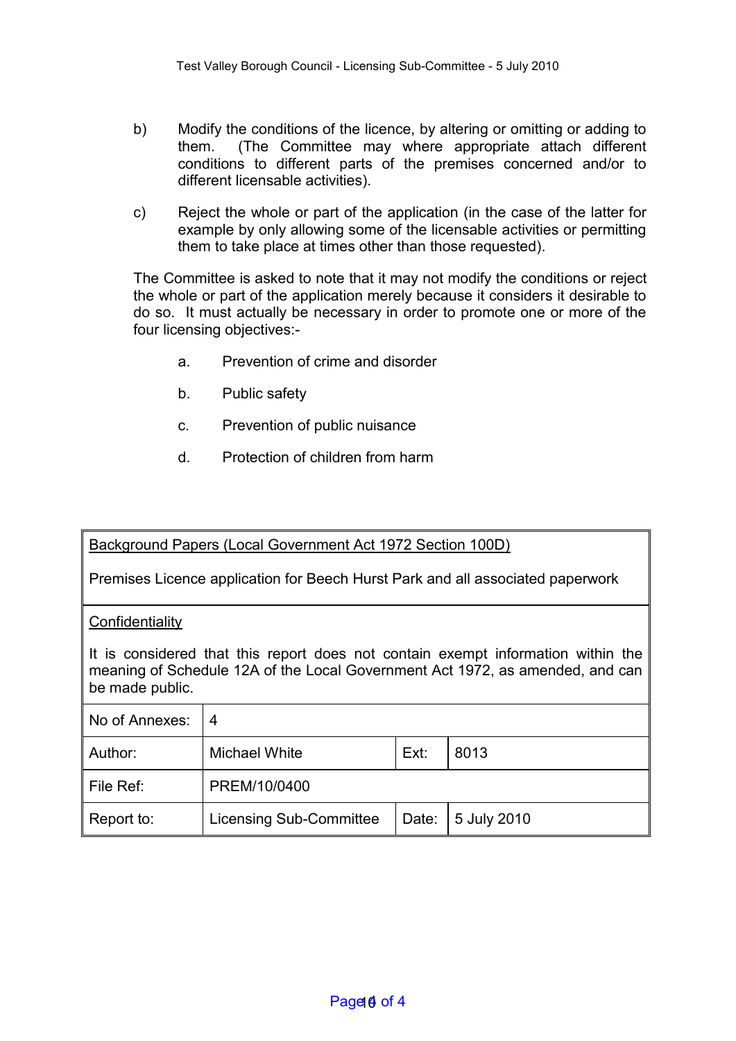b) Modify the conditions of the licence, by altering or omitting or adding to them. (The Committee may where appropriate attach different conditions to different parts of the premises concerned and/or to different licensable activities).

c) Reject the whole or part of the application (in the case of the latter for example by only allowing some of the licensable activities or permitting them to take place at times other than those requested).

The Committee is asked to note that it may not modify the conditions or reject the whole or part of the application merely because it considers it desirable to do so. It must actually be necessary in order to promote one or more of the four licensing objectives:-

a. Prevention of crime and disorder

b. Public safety

c. Prevention of public nuisance

d. Protection of children from harm

| | | | |
|---|---|---|---|
| Background Papers (Local Government Act 1972 Section 100D) | | | |
| Premises Licence application for Beech Hurst Park and all associated paperwork | | | |
| Confidentiality | | | |
| It is considered that this report does not contain exempt information within the meaning of Schedule 12A of the Local Government Act 1972, as amended, and can be made public. | | | |
| No of Annexes: | 4 | | |
| Author: | Michael White | Ext: | 8013 |
| File Ref: | PREM/10/0400 | | |
| Report to: | Licensing Sub-Committee | Date: | 5 July 2010 |